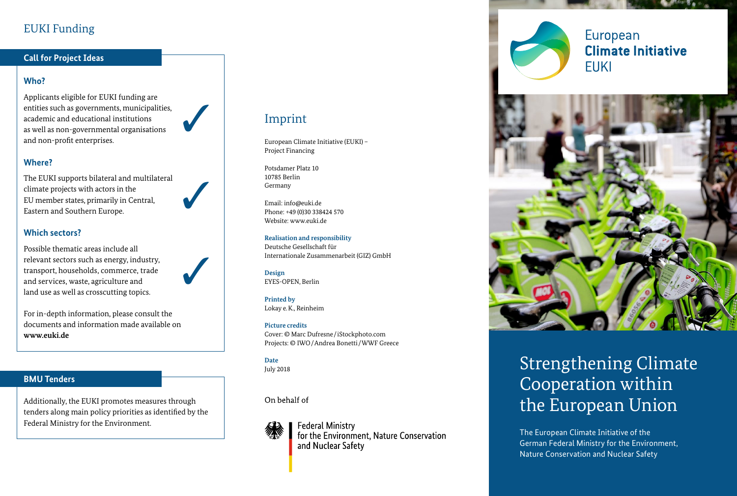## EUKI Funding

### Call for Project Ideas

**Who?**

Applicants eligible for EUKI funding are entities such as governments, municipalities, academic and educational institutions as well as non-governmental organisations and non-profit enterprises. ✓

**Where?**

The EUKI supports bilateral and multilateral climate projects with actors in the EU member states, primarily in Central, Eastern and Southern Europe. ✓

**Which sectors?**

Possible thematic areas include all relevant sectors such as energy, industry, transport, households, commerce, trade and services, waste, agriculture and land use as well as crosscutting topics. ✓

For in-depth information, please consult the documents and information made available on **www.euki.de**

### BMU Tenders

Additionally, the EUKI promotes measures through tenders along main policy priorities as identified by the Federal Ministry for the Environment.

## Imprint

European Climate Initiative (EUKI) –
Project Financing

Potsdamer Platz 10
10785 Berlin
Germany

Email: info@euki.de
Phone: +49 (0)30 338424 570
Website: www.euki.de

**Realisation and responsibility**
Deutsche Gesellschaft für
Internationale Zusammenarbeit (GIZ) GmbH

**Design**
EYES-OPEN, Berlin

**Printed by**
Lokay e. K., Reinheim

**Picture credits**
Cover: © Marc Dufresne / iStockphoto.com
Projects: © IWO / Andrea Bonetti / WWF Greece

**Date**
July 2018

On behalf of

Federal Ministry
for the Environment, Nature Conservation
and Nuclear Safety

European
**Climate Initiative**
EUKI

# Strengthening Climate Cooperation within the European Union

The European Climate Initiative of the German Federal Ministry for the Environment, Nature Conservation and Nuclear Safety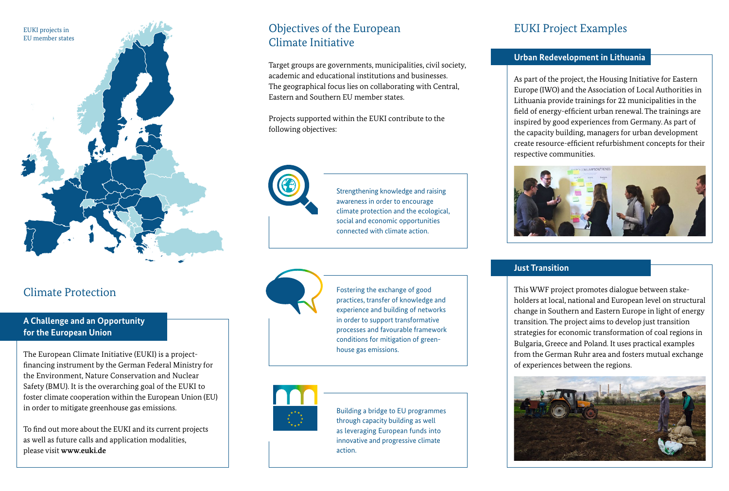EUKI projects in EU member states

## Climate Protection

### A Challenge and an Opportunity for the European Union

The European Climate Initiative (EUKI) is a project-financing instrument by the German Federal Ministry for the Environment, Nature Conservation and Nuclear Safety (BMU). It is the overarching goal of the EUKI to foster climate cooperation within the European Union (EU) in order to mitigate greenhouse gas emissions.

To find out more about the EUKI and its current projects as well as future calls and application modalities, please visit **www.euki.de**

## Objectives of the European Climate Initiative

Target groups are governments, municipalities, civil society, academic and educational institutions and businesses. The geographical focus lies on collaborating with Central, Eastern and Southern EU member states.

Projects supported within the EUKI contribute to the following objectives:

Strengthening knowledge and raising awareness in order to encourage climate protection and the ecological, social and economic opportunities connected with climate action.

Fostering the exchange of good practices, transfer of knowledge and experience and building of networks in order to support transformative processes and favourable framework conditions for mitigation of greenhouse gas emissions.

Building a bridge to EU programmes through capacity building as well as leveraging European funds into innovative and progressive climate action.

## EUKI Project Examples

### Urban Redevelopment in Lithuania

As part of the project, the Housing Initiative for Eastern Europe (IWO) and the Association of Local Authorities in Lithuania provide trainings for 22 municipalities in the field of energy-efficient urban renewal. The trainings are inspired by good experiences from Germany. As part of the capacity building, managers for urban development create resource-efficient refurbishment concepts for their respective communities.

### Just Transition

This WWF project promotes dialogue between stakeholders at local, national and European level on structural change in Southern and Eastern Europe in light of energy transition. The project aims to develop just transition strategies for economic transformation of coal regions in Bulgaria, Greece and Poland. It uses practical examples from the German Ruhr area and fosters mutual exchange of experiences between the regions.